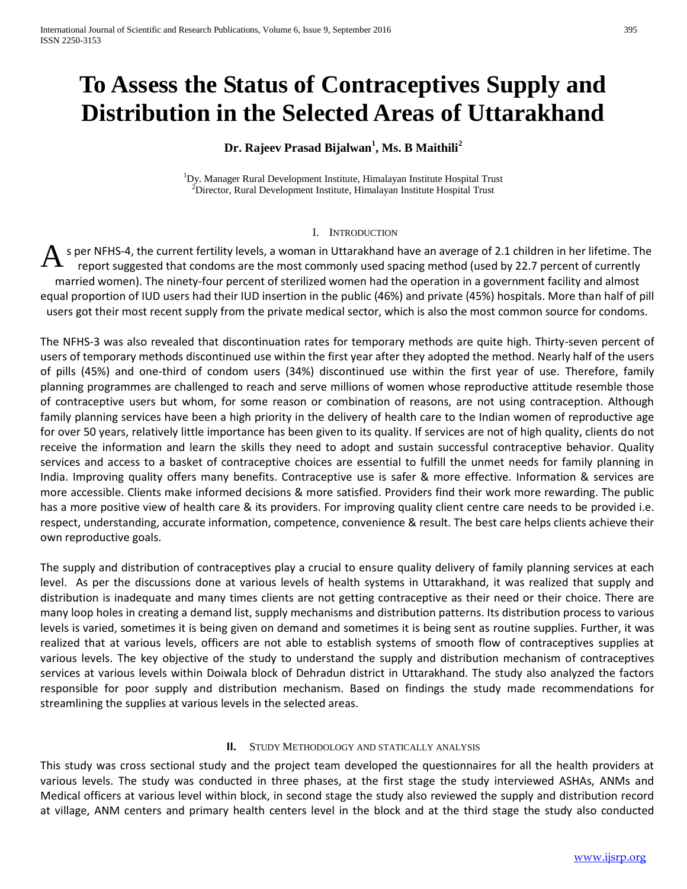// Accessibility: Visible document text only.
# To Assess the Status of Contraceptives Supply and Distribution in the Selected Areas of Uttarakhand

**Dr. Rajeev Prasad Bijalwan[1], Ms. B Maithili[2]**

[1]Dy. Manager Rural Development Institute, Himalayan Institute Hospital Trust
[2]Director, Rural Development Institute, Himalayan Institute Hospital Trust

## I. Introduction

As per NFHS-4, the current fertility levels, a woman in Uttarakhand have an average of 2.1 children in her lifetime. The report suggested that condoms are the most commonly used spacing method (used by 22.7 percent of currently married women). The ninety-four percent of sterilized women had the operation in a government facility and almost equal proportion of IUD users had their IUD insertion in the public (46%) and private (45%) hospitals. More than half of pill users got their most recent supply from the private medical sector, which is also the most common source for condoms.

The NFHS-3 was also revealed that discontinuation rates for temporary methods are quite high. Thirty-seven percent of users of temporary methods discontinued use within the first year after they adopted the method. Nearly half of the users of pills (45%) and one-third of condom users (34%) discontinued use within the first year of use. Therefore, family planning programmes are challenged to reach and serve millions of women whose reproductive attitude resemble those of contraceptive users but whom, for some reason or combination of reasons, are not using contraception. Although family planning services have been a high priority in the delivery of health care to the Indian women of reproductive age for over 50 years, relatively little importance has been given to its quality. If services are not of high quality, clients do not receive the information and learn the skills they need to adopt and sustain successful contraceptive behavior. Quality services and access to a basket of contraceptive choices are essential to fulfill the unmet needs for family planning in India. Improving quality offers many benefits. Contraceptive use is safer & more effective. Information & services are more accessible. Clients make informed decisions & more satisfied. Providers find their work more rewarding. The public has a more positive view of health care & its providers. For improving quality client centre care needs to be provided i.e. respect, understanding, accurate information, competence, convenience & result. The best care helps clients achieve their own reproductive goals.

The supply and distribution of contraceptives play a crucial to ensure quality delivery of family planning services at each level. As per the discussions done at various levels of health systems in Uttarakhand, it was realized that supply and distribution is inadequate and many times clients are not getting contraceptive as their need or their choice. There are many loop holes in creating a demand list, supply mechanisms and distribution patterns. Its distribution process to various levels is varied, sometimes it is being given on demand and sometimes it is being sent as routine supplies. Further, it was realized that at various levels, officers are not able to establish systems of smooth flow of contraceptives supplies at various levels. The key objective of the study to understand the supply and distribution mechanism of contraceptives services at various levels within Doiwala block of Dehradun district in Uttarakhand. The study also analyzed the factors responsible for poor supply and distribution mechanism. Based on findings the study made recommendations for streamlining the supplies at various levels in the selected areas.

## II. Study Methodology and Statically Analysis

This study was cross sectional study and the project team developed the questionnaires for all the health providers at various levels. The study was conducted in three phases, at the first stage the study interviewed ASHAs, ANMs and Medical officers at various level within block, in second stage the study also reviewed the supply and distribution record at village, ANM centers and primary health centers level in the block and at the third stage the study also conducted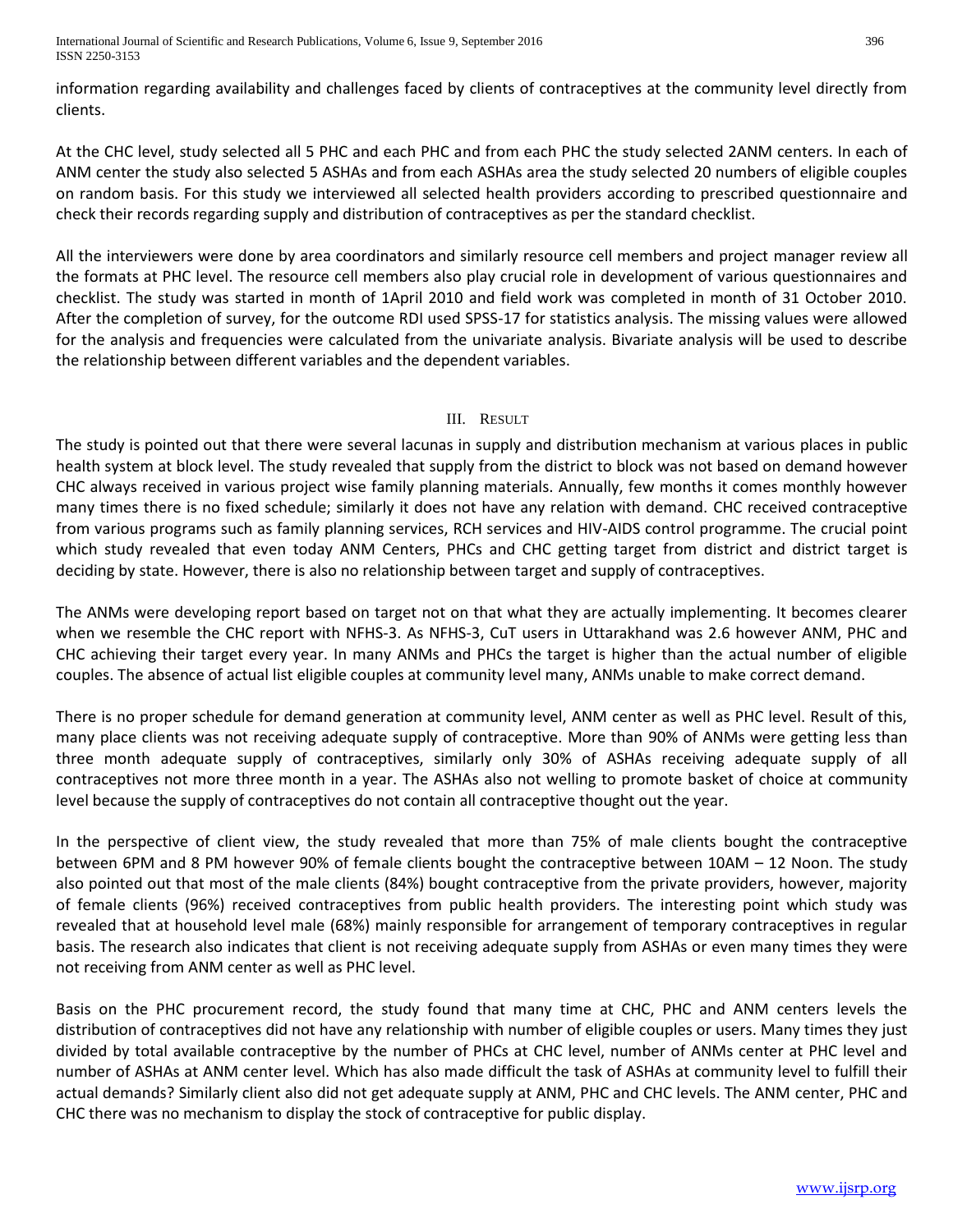information regarding availability and challenges faced by clients of contraceptives at the community level directly from clients.

At the CHC level, study selected all 5 PHC and each PHC and from each PHC the study selected 2ANM centers. In each of ANM center the study also selected 5 ASHAs and from each ASHAs area the study selected 20 numbers of eligible couples on random basis. For this study we interviewed all selected health providers according to prescribed questionnaire and check their records regarding supply and distribution of contraceptives as per the standard checklist.

All the interviewers were done by area coordinators and similarly resource cell members and project manager review all the formats at PHC level. The resource cell members also play crucial role in development of various questionnaires and checklist. The study was started in month of 1April 2010 and field work was completed in month of 31 October 2010. After the completion of survey, for the outcome RDI used SPSS-17 for statistics analysis. The missing values were allowed for the analysis and frequencies were calculated from the univariate analysis. Bivariate analysis will be used to describe the relationship between different variables and the dependent variables.

## III. Result

The study is pointed out that there were several lacunas in supply and distribution mechanism at various places in public health system at block level. The study revealed that supply from the district to block was not based on demand however CHC always received in various project wise family planning materials. Annually, few months it comes monthly however many times there is no fixed schedule; similarly it does not have any relation with demand. CHC received contraceptive from various programs such as family planning services, RCH services and HIV-AIDS control programme. The crucial point which study revealed that even today ANM Centers, PHCs and CHC getting target from district and district target is deciding by state. However, there is also no relationship between target and supply of contraceptives.

The ANMs were developing report based on target not on that what they are actually implementing. It becomes clearer when we resemble the CHC report with NFHS-3. As NFHS-3, CuT users in Uttarakhand was 2.6 however ANM, PHC and CHC achieving their target every year. In many ANMs and PHCs the target is higher than the actual number of eligible couples. The absence of actual list eligible couples at community level many, ANMs unable to make correct demand.

There is no proper schedule for demand generation at community level, ANM center as well as PHC level. Result of this, many place clients was not receiving adequate supply of contraceptive. More than 90% of ANMs were getting less than three month adequate supply of contraceptives, similarly only 30% of ASHAs receiving adequate supply of all contraceptives not more three month in a year. The ASHAs also not welling to promote basket of choice at community level because the supply of contraceptives do not contain all contraceptive thought out the year.

In the perspective of client view, the study revealed that more than 75% of male clients bought the contraceptive between 6PM and 8 PM however 90% of female clients bought the contraceptive between 10AM – 12 Noon. The study also pointed out that most of the male clients (84%) bought contraceptive from the private providers, however, majority of female clients (96%) received contraceptives from public health providers. The interesting point which study was revealed that at household level male (68%) mainly responsible for arrangement of temporary contraceptives in regular basis. The research also indicates that client is not receiving adequate supply from ASHAs or even many times they were not receiving from ANM center as well as PHC level.

Basis on the PHC procurement record, the study found that many time at CHC, PHC and ANM centers levels the distribution of contraceptives did not have any relationship with number of eligible couples or users. Many times they just divided by total available contraceptive by the number of PHCs at CHC level, number of ANMs center at PHC level and number of ASHAs at ANM center level. Which has also made difficult the task of ASHAs at community level to fulfill their actual demands? Similarly client also did not get adequate supply at ANM, PHC and CHC levels. The ANM center, PHC and CHC there was no mechanism to display the stock of contraceptive for public display.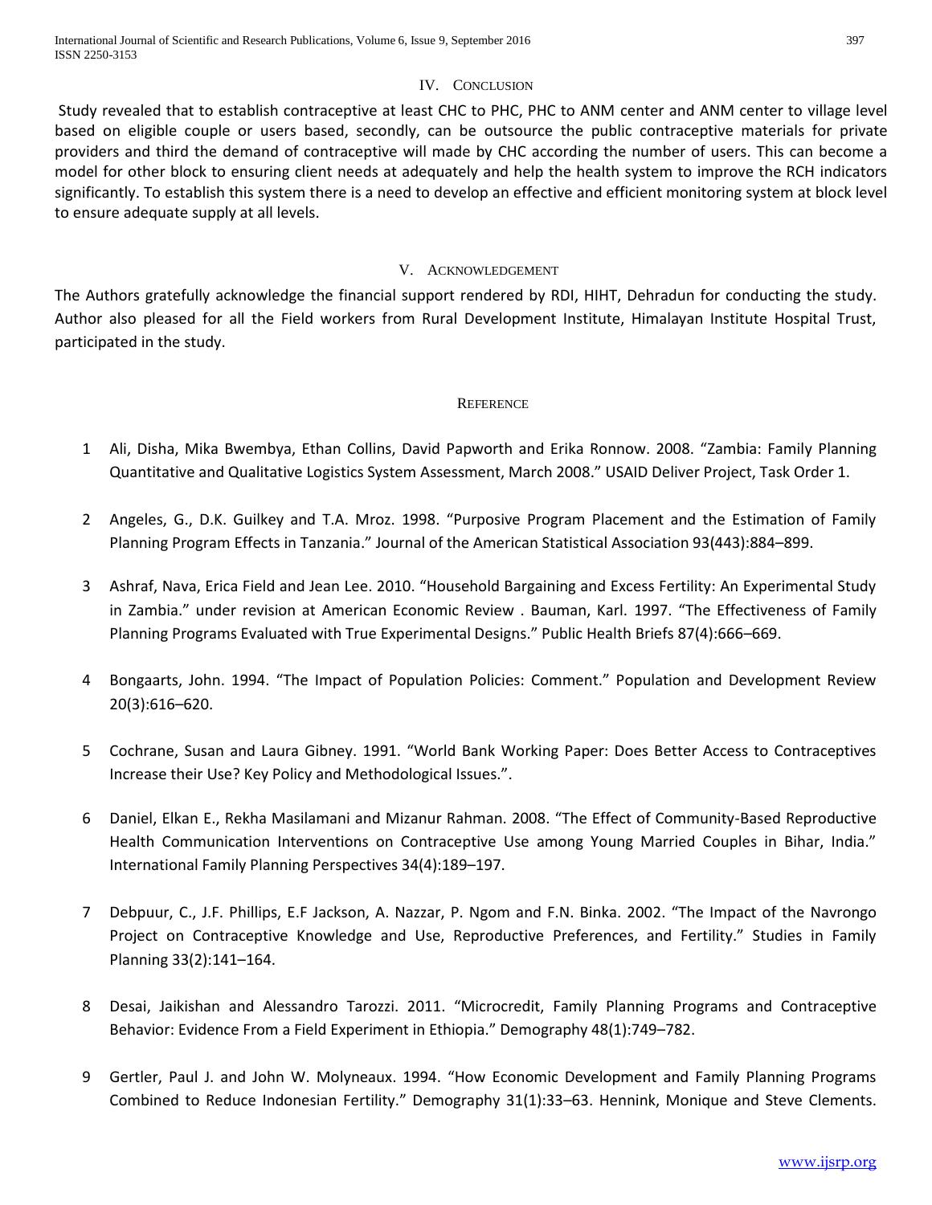## IV. Conclusion

Study revealed that to establish contraceptive at least CHC to PHC, PHC to ANM center and ANM center to village level based on eligible couple or users based, secondly, can be outsource the public contraceptive materials for private providers and third the demand of contraceptive will made by CHC according the number of users. This can become a model for other block to ensuring client needs at adequately and help the health system to improve the RCH indicators significantly. To establish this system there is a need to develop an effective and efficient monitoring system at block level to ensure adequate supply at all levels.

## V. Acknowledgement

The Authors gratefully acknowledge the financial support rendered by RDI, HIHT, Dehradun for conducting the study. Author also pleased for all the Field workers from Rural Development Institute, Himalayan Institute Hospital Trust, participated in the study.

## Reference

1. Ali, Disha, Mika Bwembya, Ethan Collins, David Papworth and Erika Ronnow. 2008. "Zambia: Family Planning Quantitative and Qualitative Logistics System Assessment, March 2008." USAID Deliver Project, Task Order 1.
2. Angeles, G., D.K. Guilkey and T.A. Mroz. 1998. "Purposive Program Placement and the Estimation of Family Planning Program Effects in Tanzania." Journal of the American Statistical Association 93(443):884–899.
3. Ashraf, Nava, Erica Field and Jean Lee. 2010. "Household Bargaining and Excess Fertility: An Experimental Study in Zambia." under revision at American Economic Review . Bauman, Karl. 1997. "The Effectiveness of Family Planning Programs Evaluated with True Experimental Designs." Public Health Briefs 87(4):666–669.
4. Bongaarts, John. 1994. "The Impact of Population Policies: Comment." Population and Development Review 20(3):616–620.
5. Cochrane, Susan and Laura Gibney. 1991. "World Bank Working Paper: Does Better Access to Contraceptives Increase their Use? Key Policy and Methodological Issues.".
6. Daniel, Elkan E., Rekha Masilamani and Mizanur Rahman. 2008. "The Effect of Community-Based Reproductive Health Communication Interventions on Contraceptive Use among Young Married Couples in Bihar, India." International Family Planning Perspectives 34(4):189–197.
7. Debpuur, C., J.F. Phillips, E.F Jackson, A. Nazzar, P. Ngom and F.N. Binka. 2002. "The Impact of the Navrongo Project on Contraceptive Knowledge and Use, Reproductive Preferences, and Fertility." Studies in Family Planning 33(2):141–164.
8. Desai, Jaikishan and Alessandro Tarozzi. 2011. "Microcredit, Family Planning Programs and Contraceptive Behavior: Evidence From a Field Experiment in Ethiopia." Demography 48(1):749–782.
9. Gertler, Paul J. and John W. Molyneaux. 1994. "How Economic Development and Family Planning Programs Combined to Reduce Indonesian Fertility." Demography 31(1):33–63. Hennink, Monique and Steve Clements.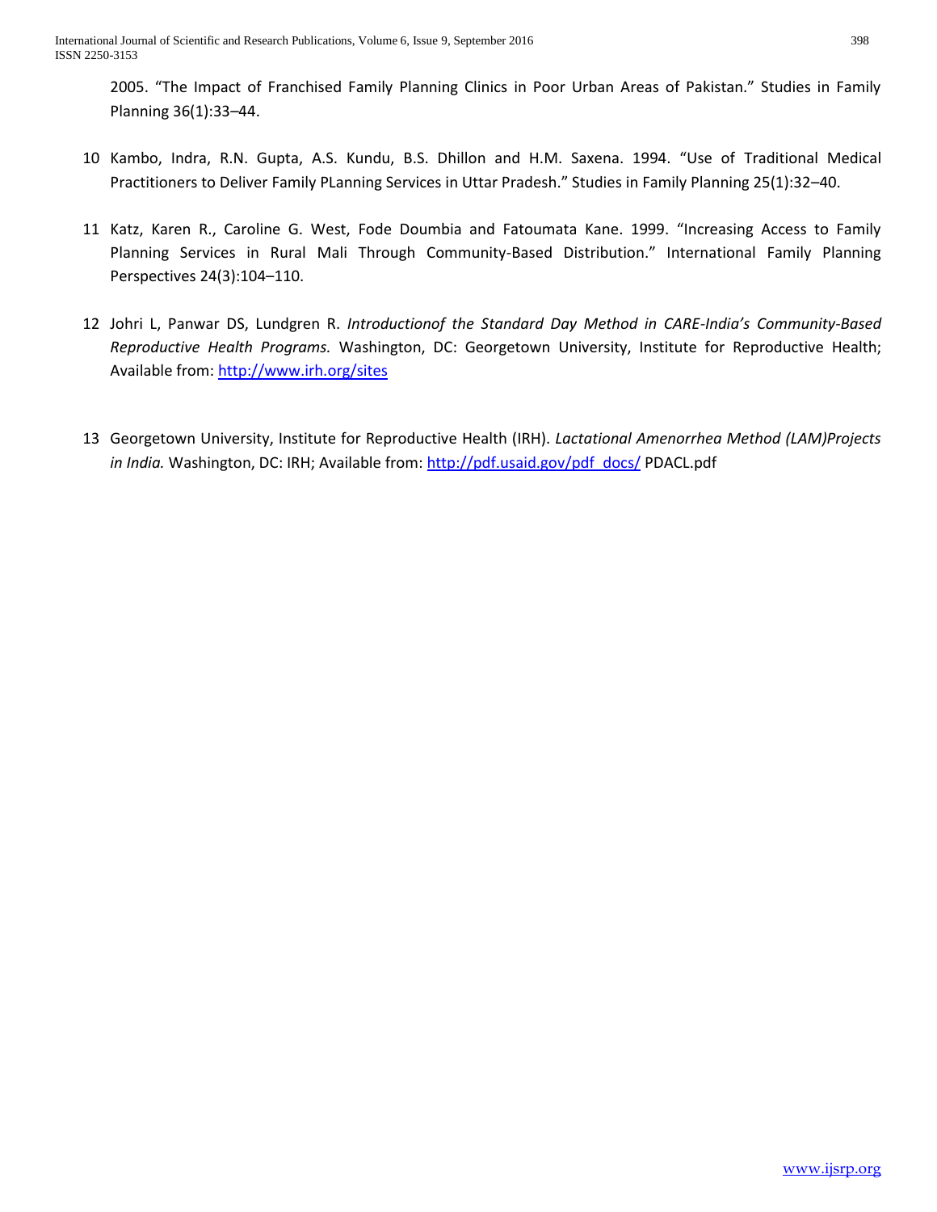2005. "The Impact of Franchised Family Planning Clinics in Poor Urban Areas of Pakistan." Studies in Family Planning 36(1):33–44.

10 Kambo, Indra, R.N. Gupta, A.S. Kundu, B.S. Dhillon and H.M. Saxena. 1994. "Use of Traditional Medical Practitioners to Deliver Family PLanning Services in Uttar Pradesh." Studies in Family Planning 25(1):32–40.

11 Katz, Karen R., Caroline G. West, Fode Doumbia and Fatoumata Kane. 1999. "Increasing Access to Family Planning Services in Rural Mali Through Community-Based Distribution." International Family Planning Perspectives 24(3):104–110.

12 Johri L, Panwar DS, Lundgren R. *Introductionof the Standard Day Method in CARE-India's Community-Based Reproductive Health Programs.* Washington, DC: Georgetown University, Institute for Reproductive Health; Available from: http://www.irh.org/sites

13 Georgetown University, Institute for Reproductive Health (IRH). *Lactational Amenorrhea Method (LAM)Projects in India.* Washington, DC: IRH; Available from: http://pdf.usaid.gov/pdf_docs/ PDACL.pdf